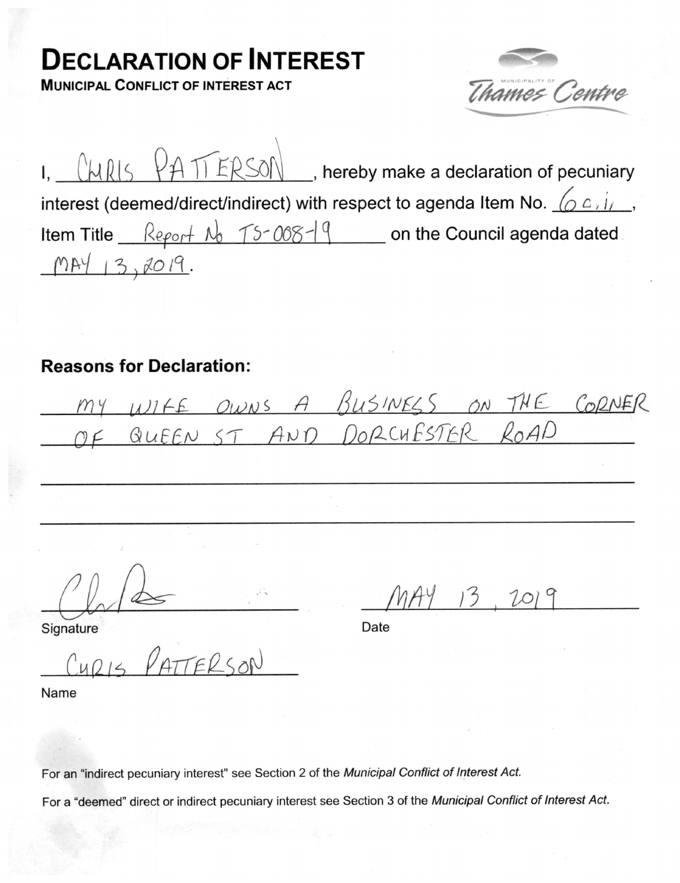# DECLARATION OF INTEREST

**MUNICIPAL CONFLICT OF INTEREST ACT**

Municipality of Thames Centre

I, CHRIS PATTERSON, hereby make a declaration of pecuniary interest (deemed/direct/indirect) with respect to agenda Item No. 6 c, ii, Item Title Report No TS-008-19 on the Council agenda dated MAY 13, 2019.

## Reasons for Declaration:

MY WIFE OWNS A BUSINESS ON THE CORNER OF QUEEN ST AND DORCHESTER ROAD

Signature: [signature]

Date: MAY 13, 2019

Name: CHRIS PATTERSON

For an "indirect pecuniary interest" see Section 2 of the *Municipal Conflict of Interest Act.*

For a "deemed" direct or indirect pecuniary interest see Section 3 of the *Municipal Conflict of Interest Act.*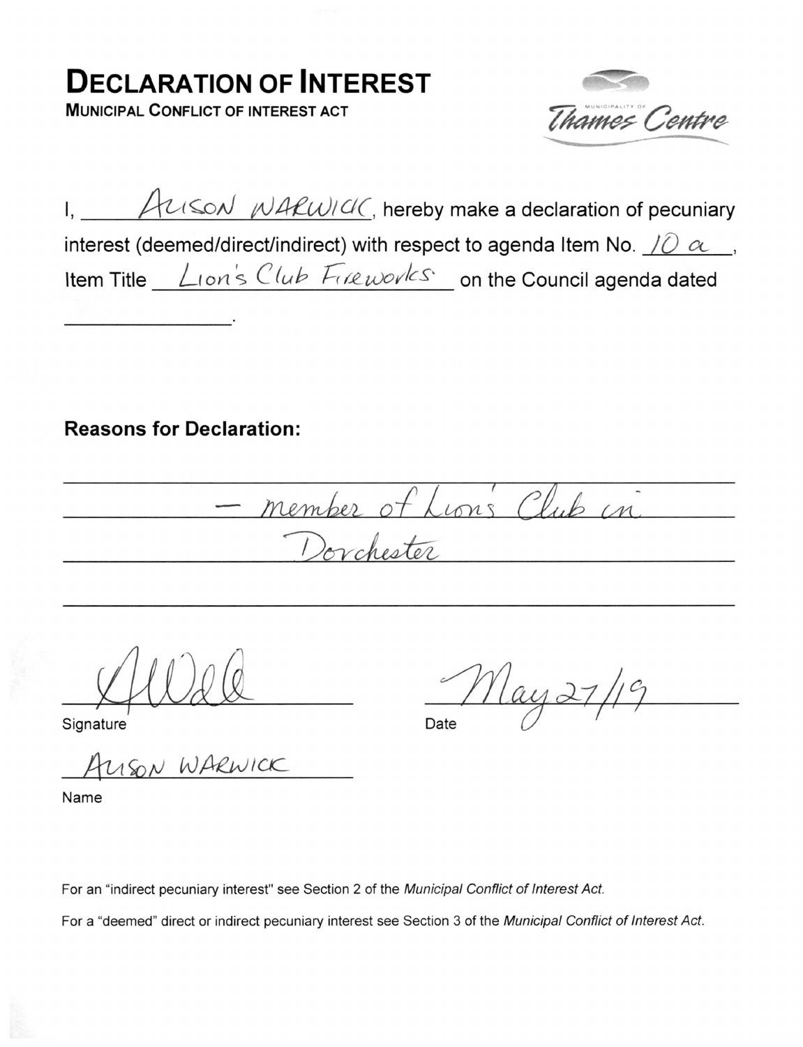# DECLARATION OF INTEREST

**MUNICIPAL CONFLICT OF INTEREST ACT**

Municipality of Thames Centre

I, ALISON WARWICK, hereby make a declaration of pecuniary interest (deemed/direct/indirect) with respect to agenda Item No. 10 a, Item Title Lion's Club Fireworks on the Council agenda dated ______________.

**Reasons for Declaration:**

– member of Lion's Club in Dorchester

Signature: [signature]

Date: May 27/19

ALISON WARWICK

Name

For an "indirect pecuniary interest" see Section 2 of the *Municipal Conflict of Interest Act.*

For a "deemed" direct or indirect pecuniary interest see Section 3 of the *Municipal Conflict of Interest Act.*